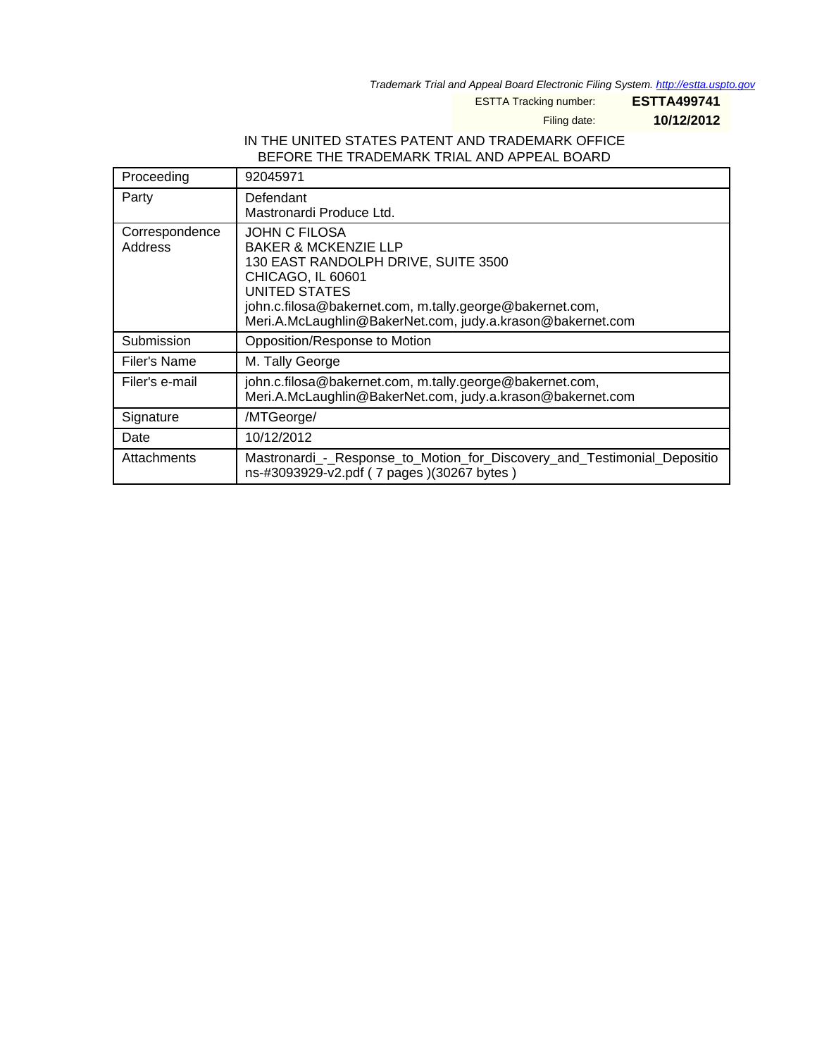*Trademark Trial and Appeal Board Electronic Filing System. http://estta.uspto.gov*

ESTTA Tracking number: **ESTTA499741**

Filing date: **10/12/2012**

IN THE UNITED STATES PATENT AND TRADEMARK OFFICE
BEFORE THE TRADEMARK TRIAL AND APPEAL BOARD

| Proceeding | 92045971 |
|---|---|
| Party | Defendant<br>Mastronardi Produce Ltd. |
| Correspondence Address | JOHN C FILOSA<br>BAKER & MCKENZIE LLP<br>130 EAST RANDOLPH DRIVE, SUITE 3500<br>CHICAGO, IL 60601<br>UNITED STATES<br>john.c.filosa@bakernet.com, m.tally.george@bakernet.com, Meri.A.McLaughlin@BakerNet.com, judy.a.krason@bakernet.com |
| Submission | Opposition/Response to Motion |
| Filer's Name | M. Tally George |
| Filer's e-mail | john.c.filosa@bakernet.com, m.tally.george@bakernet.com, Meri.A.McLaughlin@BakerNet.com, judy.a.krason@bakernet.com |
| Signature | /MTGeorge/ |
| Date | 10/12/2012 |
| Attachments | Mastronardi_-_Response_to_Motion_for_Discovery_and_Testimonial_Depositions-#3093929-v2.pdf ( 7 pages )(30267 bytes ) |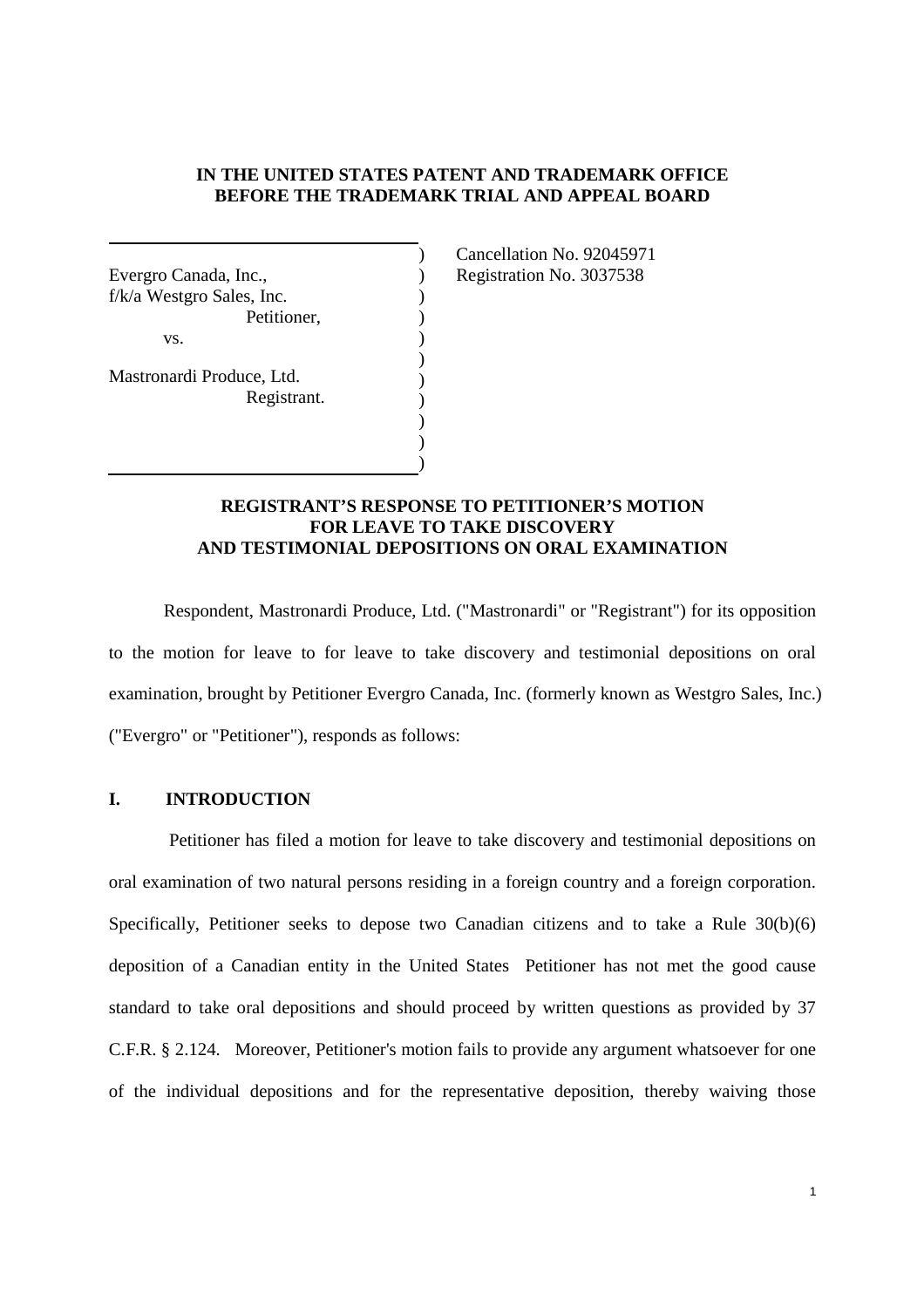**IN THE UNITED STATES PATENT AND TRADEMARK OFFICE**
**BEFORE THE TRADEMARK TRIAL AND APPEAL BOARD**

| | |
|---|---|
| Evergro Canada, Inc., f/k/a Westgro Sales, Inc., Petitioner, vs. Mastronardi Produce, Ltd. Registrant. | Cancellation No. 92045971 Registration No. 3037538 |

**REGISTRANT'S RESPONSE TO PETITIONER'S MOTION FOR LEAVE TO TAKE DISCOVERY AND TESTIMONIAL DEPOSITIONS ON ORAL EXAMINATION**

Respondent, Mastronardi Produce, Ltd. ("Mastronardi" or "Registrant") for its opposition to the motion for leave to for leave to take discovery and testimonial depositions on oral examination, brought by Petitioner Evergro Canada, Inc. (formerly known as Westgro Sales, Inc.) ("Evergro" or "Petitioner"), responds as follows:

## I. INTRODUCTION

Petitioner has filed a motion for leave to take discovery and testimonial depositions on oral examination of two natural persons residing in a foreign country and a foreign corporation. Specifically, Petitioner seeks to depose two Canadian citizens and to take a Rule 30(b)(6) deposition of a Canadian entity in the United States Petitioner has not met the good cause standard to take oral depositions and should proceed by written questions as provided by 37 C.F.R. § 2.124. Moreover, Petitioner's motion fails to provide any argument whatsoever for one of the individual depositions and for the representative deposition, thereby waiving those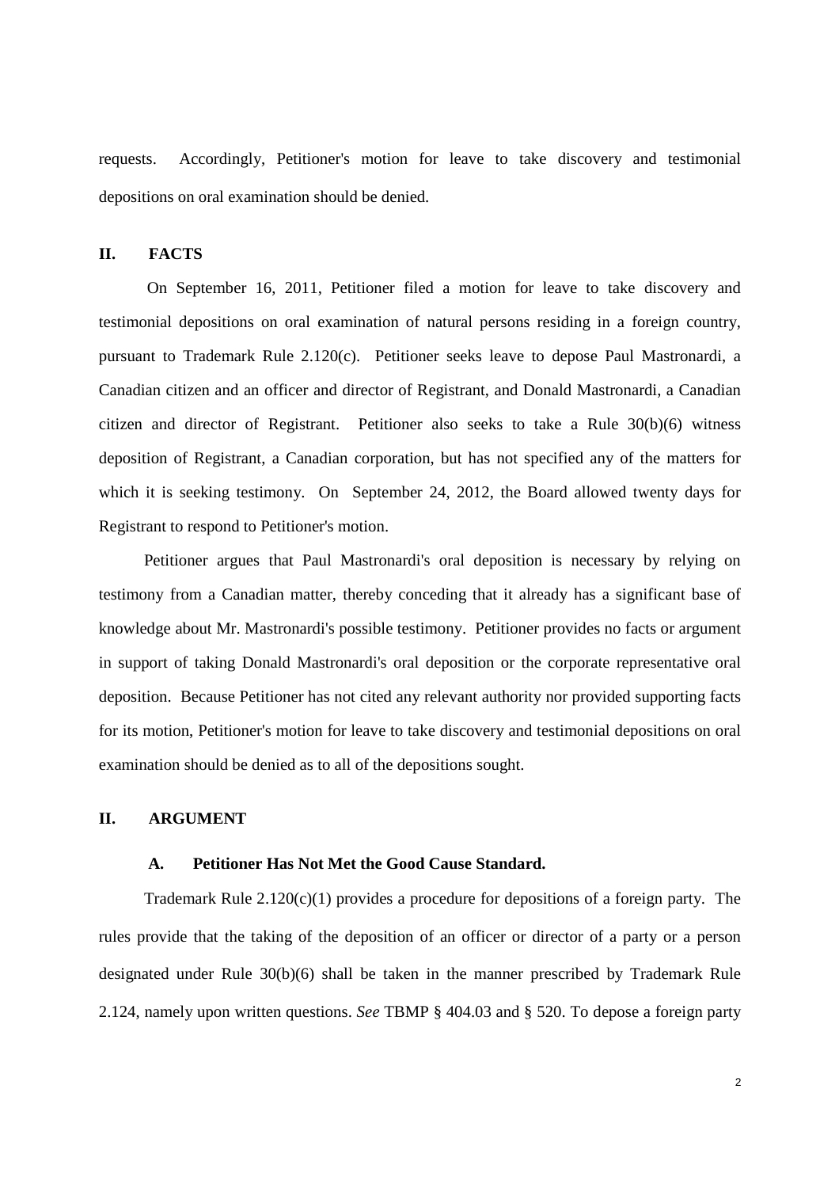requests. Accordingly, Petitioner's motion for leave to take discovery and testimonial depositions on oral examination should be denied.

## II. FACTS

On September 16, 2011, Petitioner filed a motion for leave to take discovery and testimonial depositions on oral examination of natural persons residing in a foreign country, pursuant to Trademark Rule 2.120(c). Petitioner seeks leave to depose Paul Mastronardi, a Canadian citizen and an officer and director of Registrant, and Donald Mastronardi, a Canadian citizen and director of Registrant. Petitioner also seeks to take a Rule 30(b)(6) witness deposition of Registrant, a Canadian corporation, but has not specified any of the matters for which it is seeking testimony. On September 24, 2012, the Board allowed twenty days for Registrant to respond to Petitioner's motion.

Petitioner argues that Paul Mastronardi's oral deposition is necessary by relying on testimony from a Canadian matter, thereby conceding that it already has a significant base of knowledge about Mr. Mastronardi's possible testimony. Petitioner provides no facts or argument in support of taking Donald Mastronardi's oral deposition or the corporate representative oral deposition. Because Petitioner has not cited any relevant authority nor provided supporting facts for its motion, Petitioner's motion for leave to take discovery and testimonial depositions on oral examination should be denied as to all of the depositions sought.

## II. ARGUMENT

### A. Petitioner Has Not Met the Good Cause Standard.

Trademark Rule 2.120(c)(1) provides a procedure for depositions of a foreign party. The rules provide that the taking of the deposition of an officer or director of a party or a person designated under Rule 30(b)(6) shall be taken in the manner prescribed by Trademark Rule 2.124, namely upon written questions. *See* TBMP § 404.03 and § 520. To depose a foreign party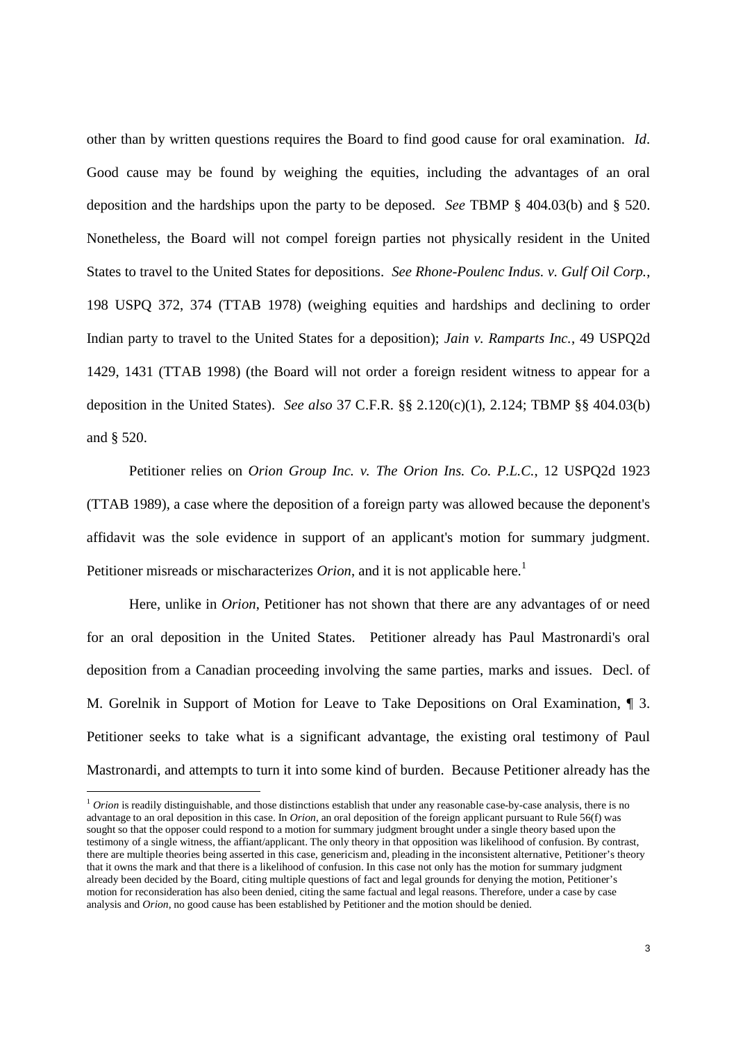other than by written questions requires the Board to find good cause for oral examination. *Id*. Good cause may be found by weighing the equities, including the advantages of an oral deposition and the hardships upon the party to be deposed. *See* TBMP § 404.03(b) and § 520. Nonetheless, the Board will not compel foreign parties not physically resident in the United States to travel to the United States for depositions. *See Rhone-Poulenc Indus. v. Gulf Oil Corp.*, 198 USPQ 372, 374 (TTAB 1978) (weighing equities and hardships and declining to order Indian party to travel to the United States for a deposition); *Jain v. Ramparts Inc.*, 49 USPQ2d 1429, 1431 (TTAB 1998) (the Board will not order a foreign resident witness to appear for a deposition in the United States). *See also* 37 C.F.R. §§ 2.120(c)(1), 2.124; TBMP §§ 404.03(b) and § 520.

Petitioner relies on *Orion Group Inc. v. The Orion Ins. Co. P.L.C.*, 12 USPQ2d 1923 (TTAB 1989), a case where the deposition of a foreign party was allowed because the deponent's affidavit was the sole evidence in support of an applicant's motion for summary judgment. Petitioner misreads or mischaracterizes *Orion*, and it is not applicable here.[1]

Here, unlike in *Orion*, Petitioner has not shown that there are any advantages of or need for an oral deposition in the United States. Petitioner already has Paul Mastronardi's oral deposition from a Canadian proceeding involving the same parties, marks and issues. Decl. of M. Gorelnik in Support of Motion for Leave to Take Depositions on Oral Examination, ¶ 3. Petitioner seeks to take what is a significant advantage, the existing oral testimony of Paul Mastronardi, and attempts to turn it into some kind of burden. Because Petitioner already has the

---

[1] *Orion* is readily distinguishable, and those distinctions establish that under any reasonable case-by-case analysis, there is no advantage to an oral deposition in this case. In *Orion*, an oral deposition of the foreign applicant pursuant to Rule 56(f) was sought so that the opposer could respond to a motion for summary judgment brought under a single theory based upon the testimony of a single witness, the affiant/applicant. The only theory in that opposition was likelihood of confusion. By contrast, there are multiple theories being asserted in this case, genericism and, pleading in the inconsistent alternative, Petitioner's theory that it owns the mark and that there is a likelihood of confusion. In this case not only has the motion for summary judgment already been decided by the Board, citing multiple questions of fact and legal grounds for denying the motion, Petitioner's motion for reconsideration has also been denied, citing the same factual and legal reasons. Therefore, under a case by case analysis and *Orion*, no good cause has been established by Petitioner and the motion should be denied.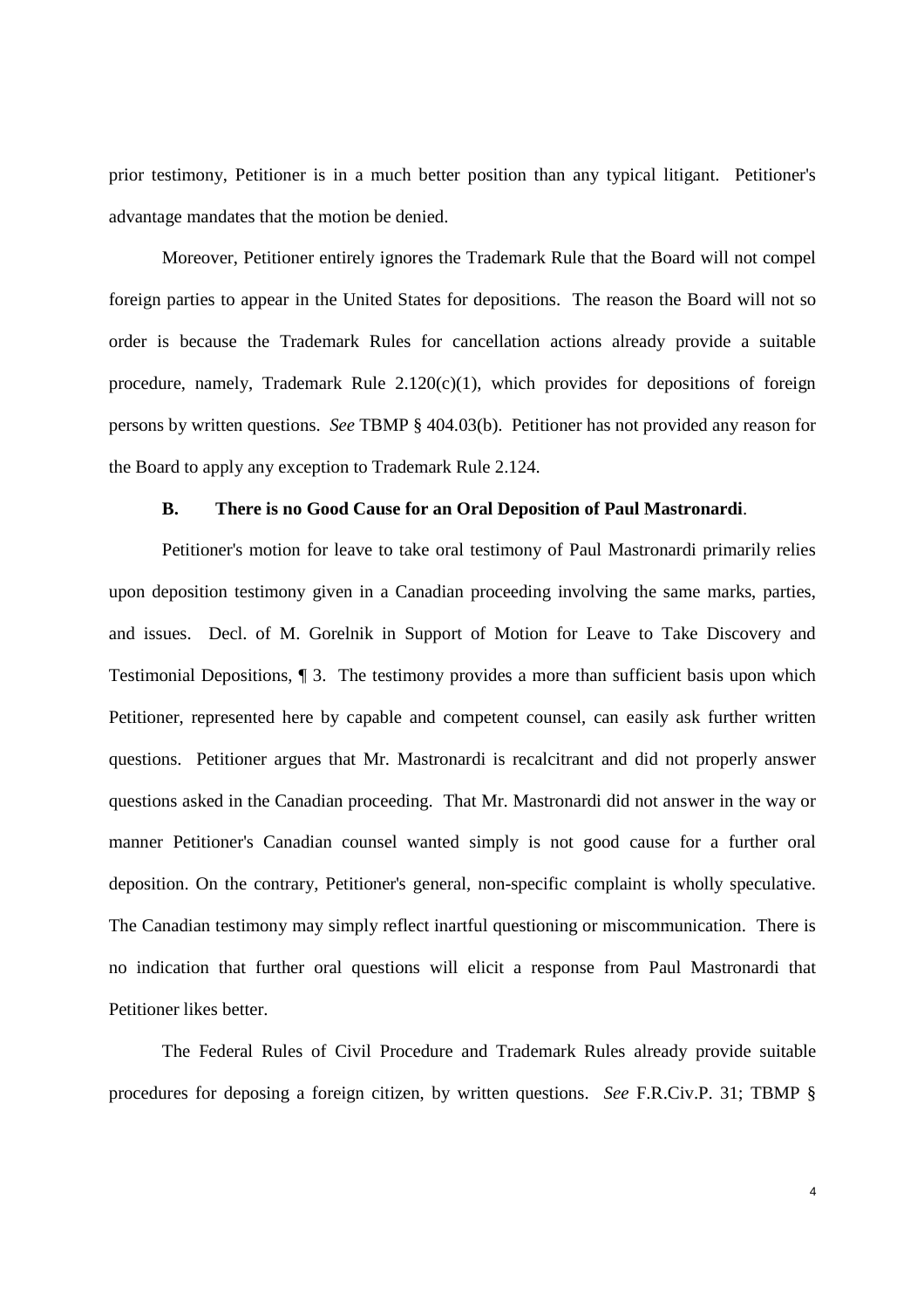prior testimony, Petitioner is in a much better position than any typical litigant. Petitioner's advantage mandates that the motion be denied.

Moreover, Petitioner entirely ignores the Trademark Rule that the Board will not compel foreign parties to appear in the United States for depositions. The reason the Board will not so order is because the Trademark Rules for cancellation actions already provide a suitable procedure, namely, Trademark Rule 2.120(c)(1), which provides for depositions of foreign persons by written questions. *See* TBMP § 404.03(b). Petitioner has not provided any reason for the Board to apply any exception to Trademark Rule 2.124.

**B. There is no Good Cause for an Oral Deposition of Paul Mastronardi**.

Petitioner's motion for leave to take oral testimony of Paul Mastronardi primarily relies upon deposition testimony given in a Canadian proceeding involving the same marks, parties, and issues. Decl. of M. Gorelnik in Support of Motion for Leave to Take Discovery and Testimonial Depositions, ¶ 3. The testimony provides a more than sufficient basis upon which Petitioner, represented here by capable and competent counsel, can easily ask further written questions. Petitioner argues that Mr. Mastronardi is recalcitrant and did not properly answer questions asked in the Canadian proceeding. That Mr. Mastronardi did not answer in the way or manner Petitioner's Canadian counsel wanted simply is not good cause for a further oral deposition. On the contrary, Petitioner's general, non-specific complaint is wholly speculative. The Canadian testimony may simply reflect inartful questioning or miscommunication. There is no indication that further oral questions will elicit a response from Paul Mastronardi that Petitioner likes better.

The Federal Rules of Civil Procedure and Trademark Rules already provide suitable procedures for deposing a foreign citizen, by written questions. *See* F.R.Civ.P. 31; TBMP §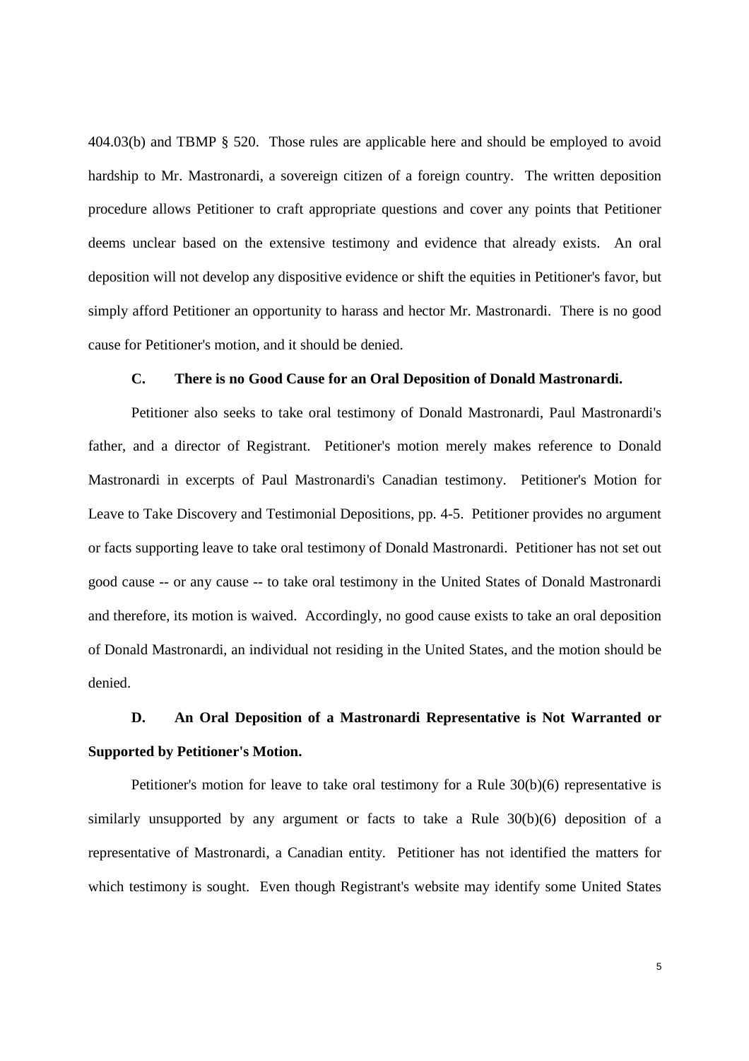404.03(b) and TBMP § 520. Those rules are applicable here and should be employed to avoid hardship to Mr. Mastronardi, a sovereign citizen of a foreign country. The written deposition procedure allows Petitioner to craft appropriate questions and cover any points that Petitioner deems unclear based on the extensive testimony and evidence that already exists. An oral deposition will not develop any dispositive evidence or shift the equities in Petitioner's favor, but simply afford Petitioner an opportunity to harass and hector Mr. Mastronardi. There is no good cause for Petitioner's motion, and it should be denied.

### C. There is no Good Cause for an Oral Deposition of Donald Mastronardi.

Petitioner also seeks to take oral testimony of Donald Mastronardi, Paul Mastronardi's father, and a director of Registrant. Petitioner's motion merely makes reference to Donald Mastronardi in excerpts of Paul Mastronardi's Canadian testimony. Petitioner's Motion for Leave to Take Discovery and Testimonial Depositions, pp. 4-5. Petitioner provides no argument or facts supporting leave to take oral testimony of Donald Mastronardi. Petitioner has not set out good cause -- or any cause -- to take oral testimony in the United States of Donald Mastronardi and therefore, its motion is waived. Accordingly, no good cause exists to take an oral deposition of Donald Mastronardi, an individual not residing in the United States, and the motion should be denied.

### D. An Oral Deposition of a Mastronardi Representative is Not Warranted or Supported by Petitioner's Motion.

Petitioner's motion for leave to take oral testimony for a Rule 30(b)(6) representative is similarly unsupported by any argument or facts to take a Rule 30(b)(6) deposition of a representative of Mastronardi, a Canadian entity. Petitioner has not identified the matters for which testimony is sought. Even though Registrant's website may identify some United States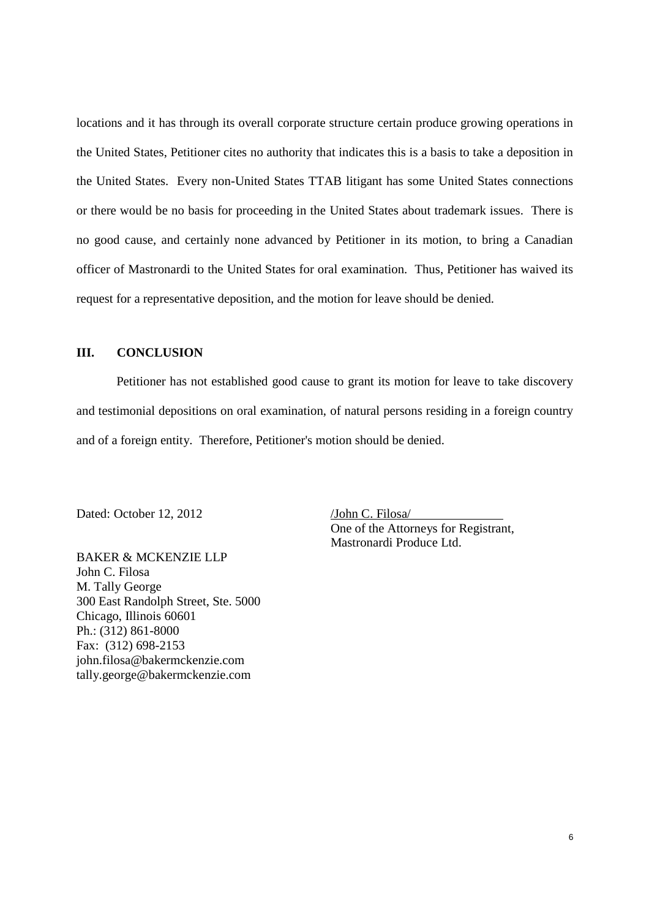locations and it has through its overall corporate structure certain produce growing operations in the United States, Petitioner cites no authority that indicates this is a basis to take a deposition in the United States. Every non-United States TTAB litigant has some United States connections or there would be no basis for proceeding in the United States about trademark issues. There is no good cause, and certainly none advanced by Petitioner in its motion, to bring a Canadian officer of Mastronardi to the United States for oral examination. Thus, Petitioner has waived its request for a representative deposition, and the motion for leave should be denied.

## III. CONCLUSION

Petitioner has not established good cause to grant its motion for leave to take discovery and testimonial depositions on oral examination, of natural persons residing in a foreign country and of a foreign entity. Therefore, Petitioner's motion should be denied.

Dated: October 12, 2012

/John C. Filosa/
One of the Attorneys for Registrant,
Mastronardi Produce Ltd.

BAKER & MCKENZIE LLP
John C. Filosa
M. Tally George
300 East Randolph Street, Ste. 5000
Chicago, Illinois 60601
Ph.: (312) 861-8000
Fax: (312) 698-2153
john.filosa@bakermckenzie.com
tally.george@bakermckenzie.com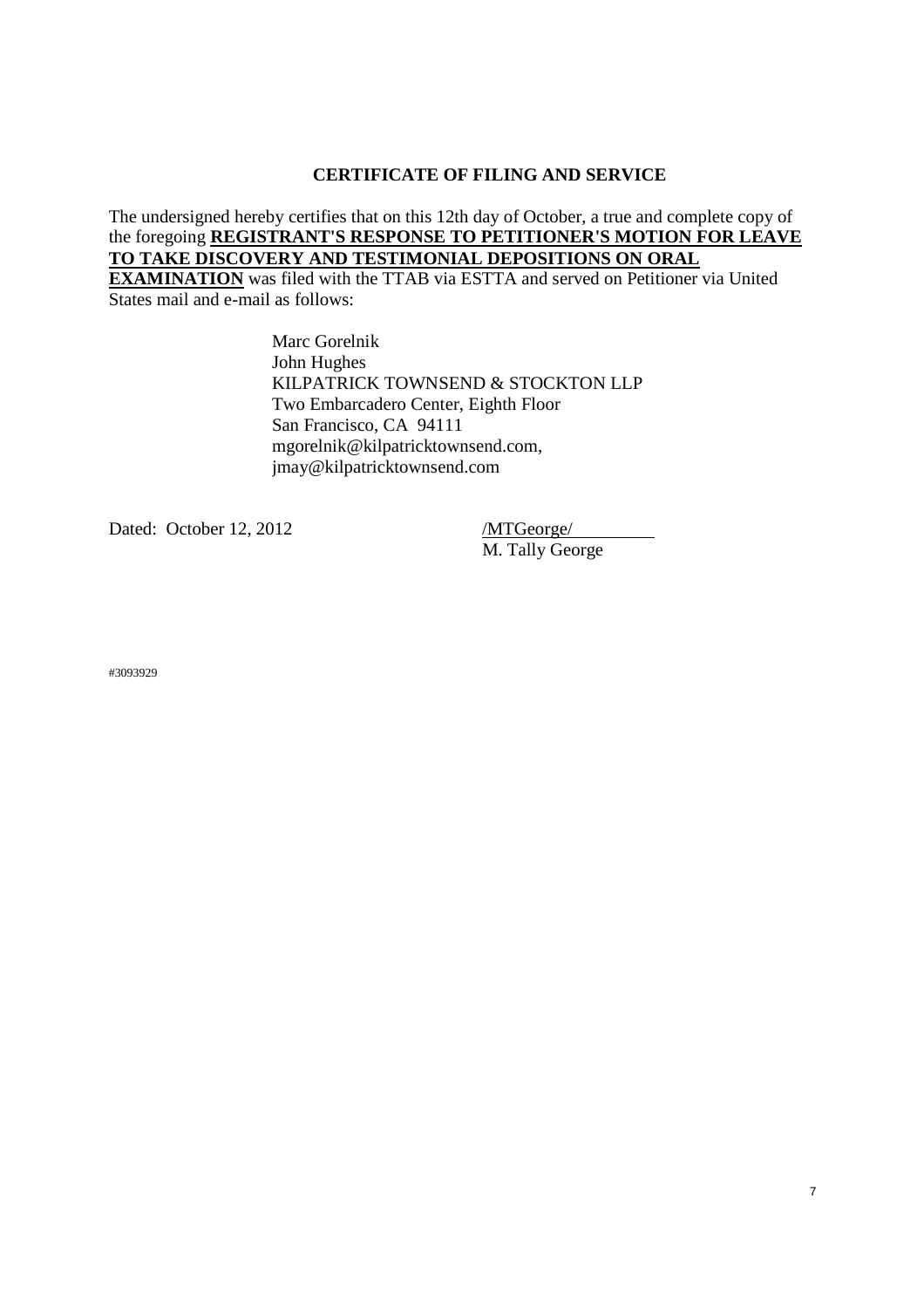**CERTIFICATE OF FILING AND SERVICE**

The undersigned hereby certifies that on this 12th day of October, a true and complete copy of the foregoing **REGISTRANT'S RESPONSE TO PETITIONER'S MOTION FOR LEAVE TO TAKE DISCOVERY AND TESTIMONIAL DEPOSITIONS ON ORAL EXAMINATION** was filed with the TTAB via ESTTA and served on Petitioner via United States mail and e-mail as follows:

Marc Gorelnik
John Hughes
KILPATRICK TOWNSEND & STOCKTON LLP
Two Embarcadero Center, Eighth Floor
San Francisco, CA 94111
mgorelnik@kilpatricktownsend.com,
jmay@kilpatricktownsend.com

Dated: October 12, 2012

/MTGeorge/
M. Tally George

#3093929